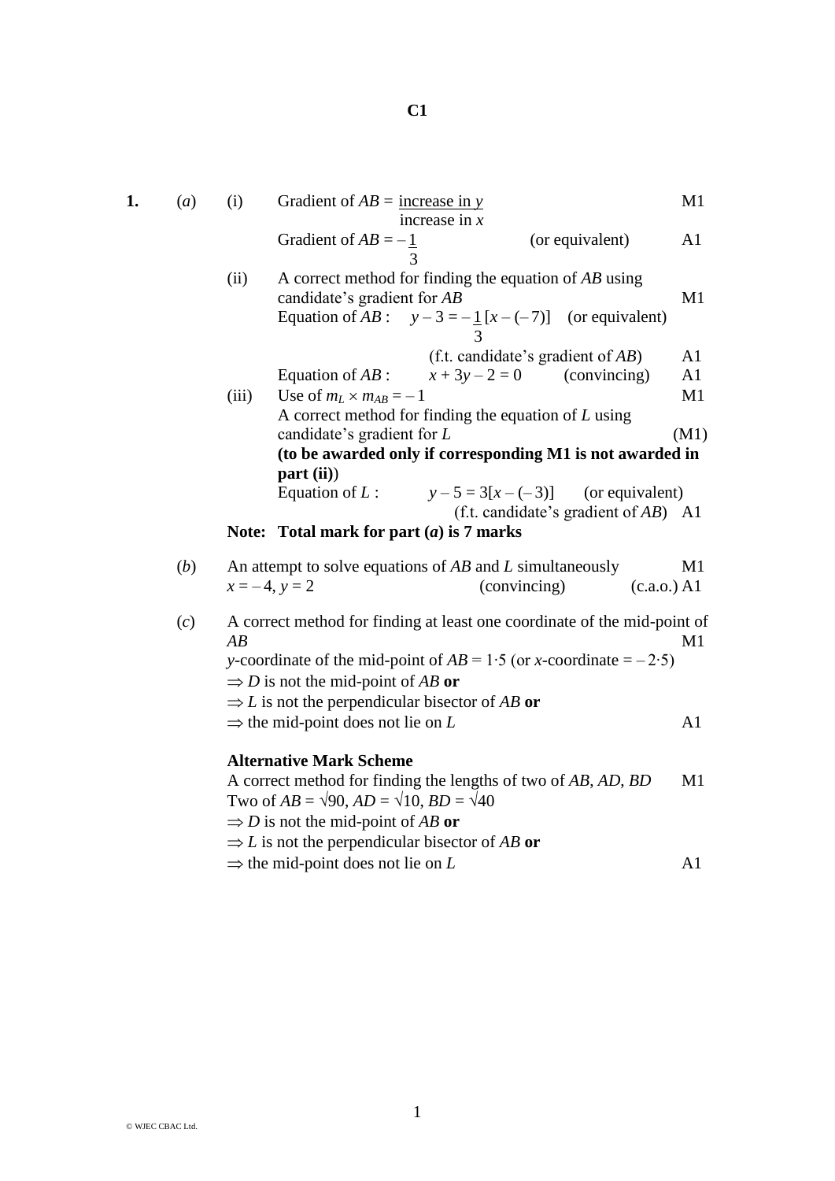# C1

**1.** (*a*) (i) Gradient of $AB = \dfrac{\text{increase in } y}{\text{increase in } x}$ M1

Gradient of $AB = -\dfrac{1}{3}$ (or equivalent) A1

(ii) A correct method for finding the equation of $AB$ using candidate's gradient for $AB$ M1

Equation of $AB$ : $y - 3 = -\dfrac{1}{3}[x - (-7)]$ (or equivalent)

(f.t. candidate's gradient of $AB$) A1

Equation of $AB$ : $x + 3y - 2 = 0$ (convincing) A1

(iii) Use of $m_L \times m_{AB} = -1$ M1

A correct method for finding the equation of $L$ using candidate's gradient for $L$ (M1)

**(to be awarded only if corresponding M1 is not awarded in part (ii)**)

Equation of $L$ : $y - 5 = 3[x - (-3)]$ (or equivalent)

(f.t. candidate's gradient of $AB$) A1

**Note: Total mark for part (*a*) is 7 marks**

(*b*) An attempt to solve equations of $AB$ and $L$ simultaneously M1

$x = -4$, $y = 2$ (convincing) (c.a.o.) A1

(*c*) A correct method for finding at least one coordinate of the mid-point of $AB$ M1

$y$-coordinate of the mid-point of $AB = 1{\cdot}5$ (or $x$-coordinate $= -2{\cdot}5$)

$\Rightarrow D$ is not the mid-point of $AB$ **or**

$\Rightarrow L$ is not the perpendicular bisector of $AB$ **or**

$\Rightarrow$ the mid-point does not lie on $L$ A1

**Alternative Mark Scheme**

A correct method for finding the lengths of two of $AB$, $AD$, $BD$ M1

Two of $AB = \sqrt{90}$, $AD = \sqrt{10}$, $BD = \sqrt{40}$

$\Rightarrow D$ is not the mid-point of $AB$ **or**

$\Rightarrow L$ is not the perpendicular bisector of $AB$ **or**

$\Rightarrow$ the mid-point does not lie on $L$ A1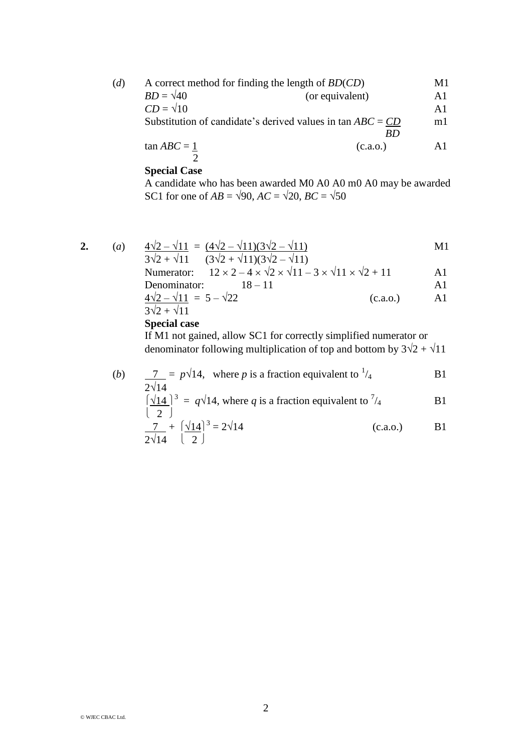(*d*) A correct method for finding the length of *BD*(*CD*) M1

$BD = \sqrt{40}$ (or equivalent) A1

$CD = \sqrt{10}$ A1

Substitution of candidate's derived values in $\tan ABC = \dfrac{CD}{BD}$ m1

$\tan ABC = \dfrac{1}{2}$ (c.a.o.) A1

**Special Case**

A candidate who has been awarded M0 A0 A0 m0 A0 may be awarded SC1 for one of $AB = \sqrt{90}$, $AC = \sqrt{20}$, $BC = \sqrt{50}$

**2.** (*a*) $\dfrac{4\sqrt{2} - \sqrt{11}}{3\sqrt{2} + \sqrt{11}} = \dfrac{(4\sqrt{2} - \sqrt{11})(3\sqrt{2} - \sqrt{11})}{(3\sqrt{2} + \sqrt{11})(3\sqrt{2} - \sqrt{11})}$ M1

Numerator: $12 \times 2 - 4 \times \sqrt{2} \times \sqrt{11} - 3 \times \sqrt{11} \times \sqrt{2} + 11$ A1

Denominator: $18 - 11$ A1

$\dfrac{4\sqrt{2} - \sqrt{11}}{3\sqrt{2} + \sqrt{11}} = 5 - \sqrt{22}$ (c.a.o.) A1

**Special case**

If M1 not gained, allow SC1 for correctly simplified numerator or denominator following multiplication of top and bottom by $3\sqrt{2} + \sqrt{11}$

(*b*) $\dfrac{7}{2\sqrt{14}} = p\sqrt{14}$, where $p$ is a fraction equivalent to $^1/_4$ B1

$\left(\dfrac{\sqrt{14}}{2}\right)^3 = q\sqrt{14}$, where $q$ is a fraction equivalent to $^7/_4$ B1

$\dfrac{7}{2\sqrt{14}} + \left(\dfrac{\sqrt{14}}{2}\right)^3 = 2\sqrt{14}$ (c.a.o.) B1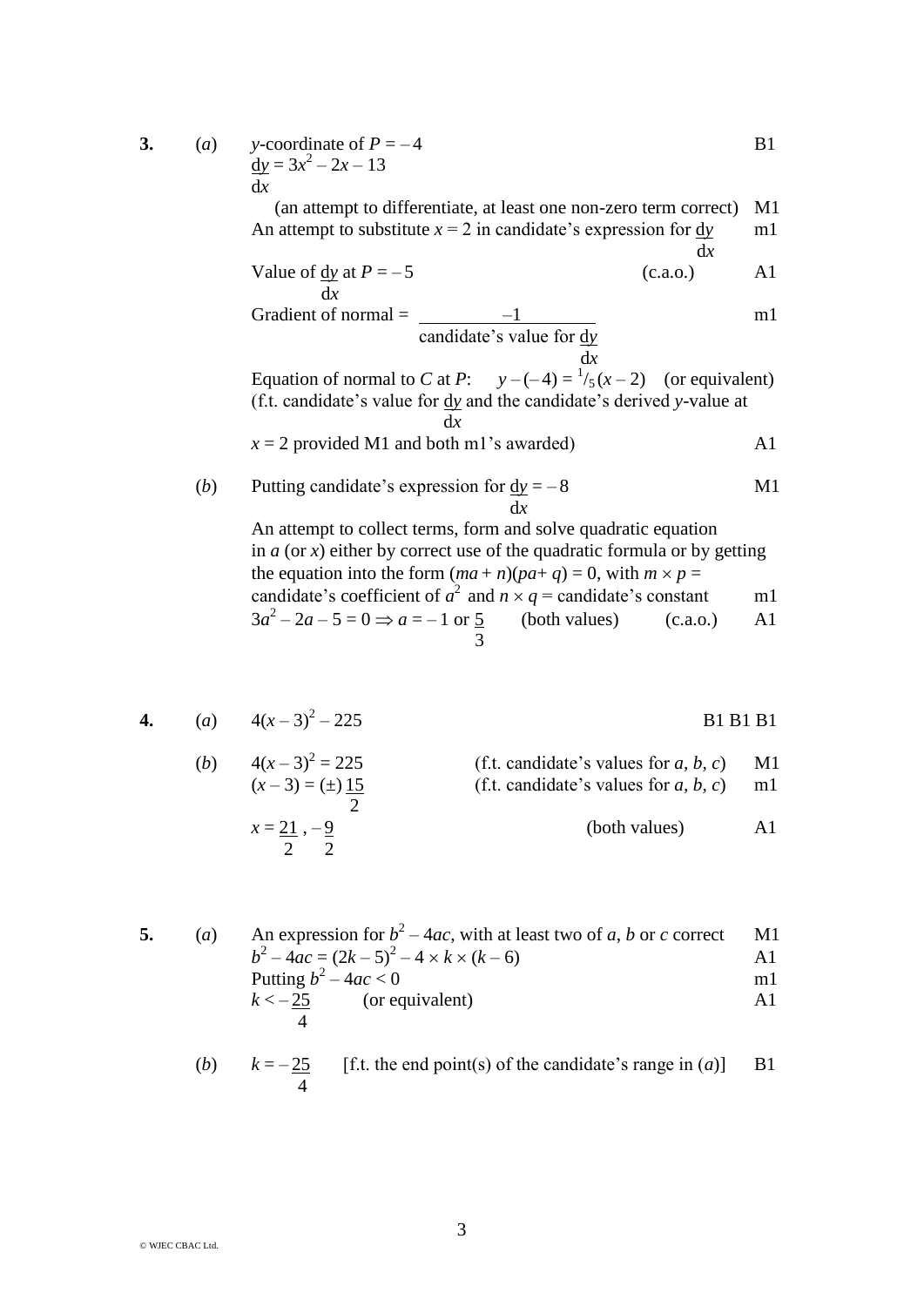**3.** (*a*) $y$-coordinate of $P = -4$ B1

$\frac{dy}{dx} = 3x^2 - 2x - 13$

(an attempt to differentiate, at least one non-zero term correct) M1

An attempt to substitute $x = 2$ in candidate's expression for $\frac{dy}{dx}$ m1

Value of $\frac{dy}{dx}$ at $P = -5$ (c.a.o.) A1

Gradient of normal = $\frac{-1}{\text{candidate's value for } \frac{dy}{dx}}$ m1

Equation of normal to $C$ at $P$: $y - (-4) = {}^1/_5\,(x - 2)$ (or equivalent)

(f.t. candidate's value for $\frac{dy}{dx}$ and the candidate's derived $y$-value at $x = 2$ provided M1 and both m1's awarded) A1

(*b*) Putting candidate's expression for $\frac{dy}{dx} = -8$ M1

An attempt to collect terms, form and solve quadratic equation in $a$ (or $x$) either by correct use of the quadratic formula or by getting the equation into the form $(ma + n)(pa + q) = 0$, with $m \times p$ = candidate's coefficient of $a^2$ and $n \times q$ = candidate's constant m1

$3a^2 - 2a - 5 = 0 \Rightarrow a = -1$ or $\frac{5}{3}$ (both values) (c.a.o.) A1

**4.** (*a*) $4(x - 3)^2 - 225$ B1 B1 B1

(*b*) $4(x - 3)^2 = 225$ (f.t. candidate's values for $a$, $b$, $c$) M1

$(x - 3) = (\pm)\,\frac{15}{2}$ (f.t. candidate's values for $a$, $b$, $c$) m1

$x = \frac{21}{2}, -\frac{9}{2}$ (both values) A1

**5.** (*a*) An expression for $b^2 - 4ac$, with at least two of $a$, $b$ or $c$ correct M1

$b^2 - 4ac = (2k - 5)^2 - 4 \times k \times (k - 6)$ A1

Putting $b^2 - 4ac < 0$ m1

$k < -\frac{25}{4}$ (or equivalent) A1

(*b*) $k = -\frac{25}{4}$ [f.t. the end point(s) of the candidate's range in (*a*)] B1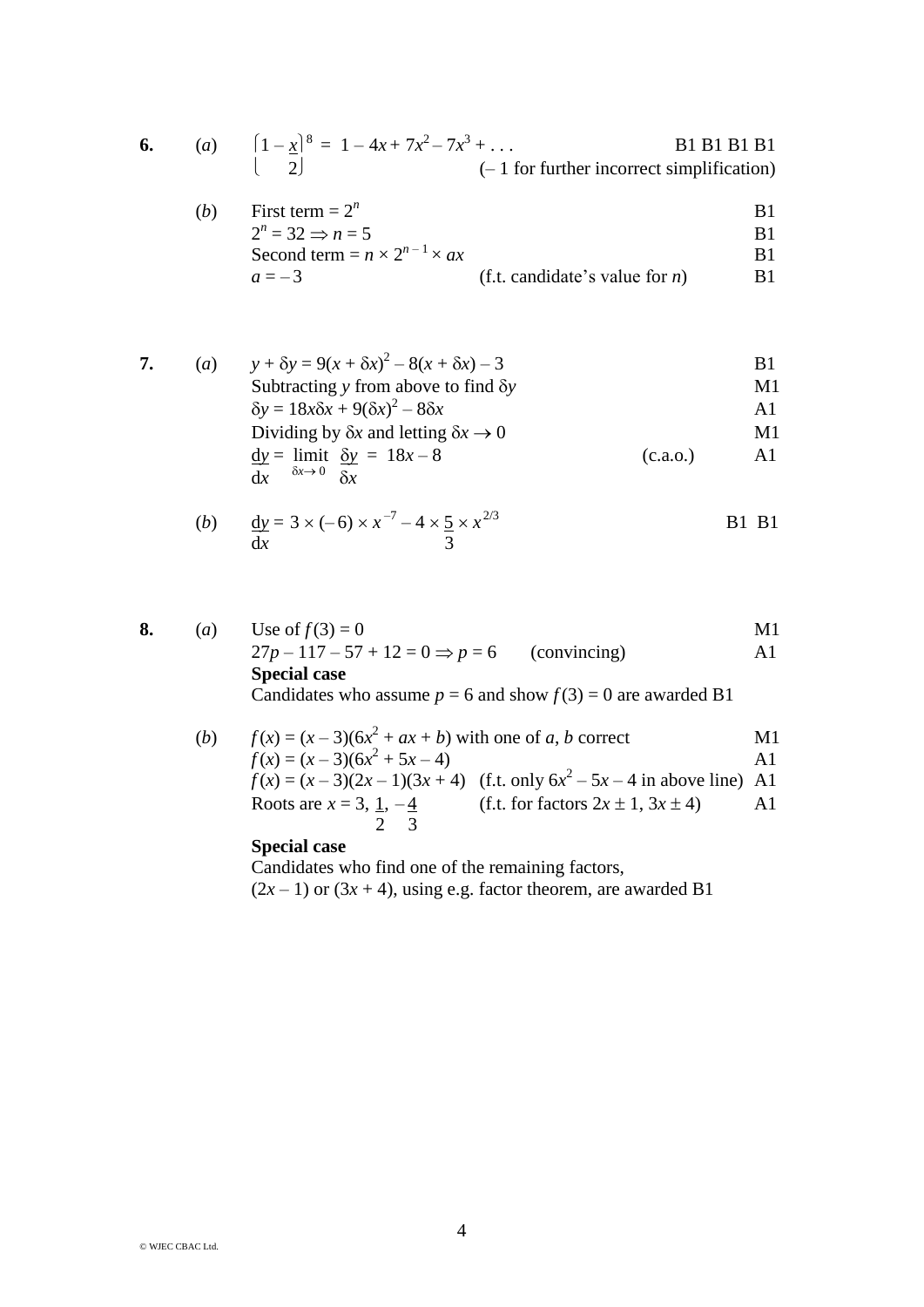**6.** (*a*) $\left(1 - \dfrac{x}{2}\right)^8 = 1 - 4x + 7x^2 - 7x^3 + \ldots$ B1 B1 B1 B1

(– 1 for further incorrect simplification)

(*b*) First term = $2^n$ B1

$2^n = 32 \Rightarrow n = 5$ B1

Second term = $n \times 2^{n-1} \times ax$ B1

$a = -3$ (f.t. candidate's value for $n$) B1

**7.** (*a*) $y + \delta y = 9(x + \delta x)^2 - 8(x + \delta x) - 3$ B1

Subtracting $y$ from above to find $\delta y$ M1

$\delta y = 18x\delta x + 9(\delta x)^2 - 8\delta x$ A1

Dividing by $\delta x$ and letting $\delta x \to 0$ M1

$\dfrac{dy}{dx} = \lim_{\delta x \to 0} \dfrac{\delta y}{\delta x} = 18x - 8$ (c.a.o.) A1

(*b*) $\dfrac{dy}{dx} = 3 \times (-6) \times x^{-7} - 4 \times \dfrac{5}{3} \times x^{2/3}$ B1 B1

**8.** (*a*) Use of $f(3) = 0$ M1

$27p - 117 - 57 + 12 = 0 \Rightarrow p = 6$ (convincing) A1

**Special case**

Candidates who assume $p = 6$ and show $f(3) = 0$ are awarded B1

(*b*) $f(x) = (x - 3)(6x^2 + ax + b)$ with one of $a$, $b$ correct M1

$f(x) = (x - 3)(6x^2 + 5x - 4)$ A1

$f(x) = (x - 3)(2x - 1)(3x + 4)$ (f.t. only $6x^2 - 5x - 4$ in above line) A1

Roots are $x = 3, \dfrac{1}{2}, -\dfrac{4}{3}$ (f.t. for factors $2x \pm 1$, $3x \pm 4$) A1

**Special case**

Candidates who find one of the remaining factors,
$(2x - 1)$ or $(3x + 4)$, using e.g. factor theorem, are awarded B1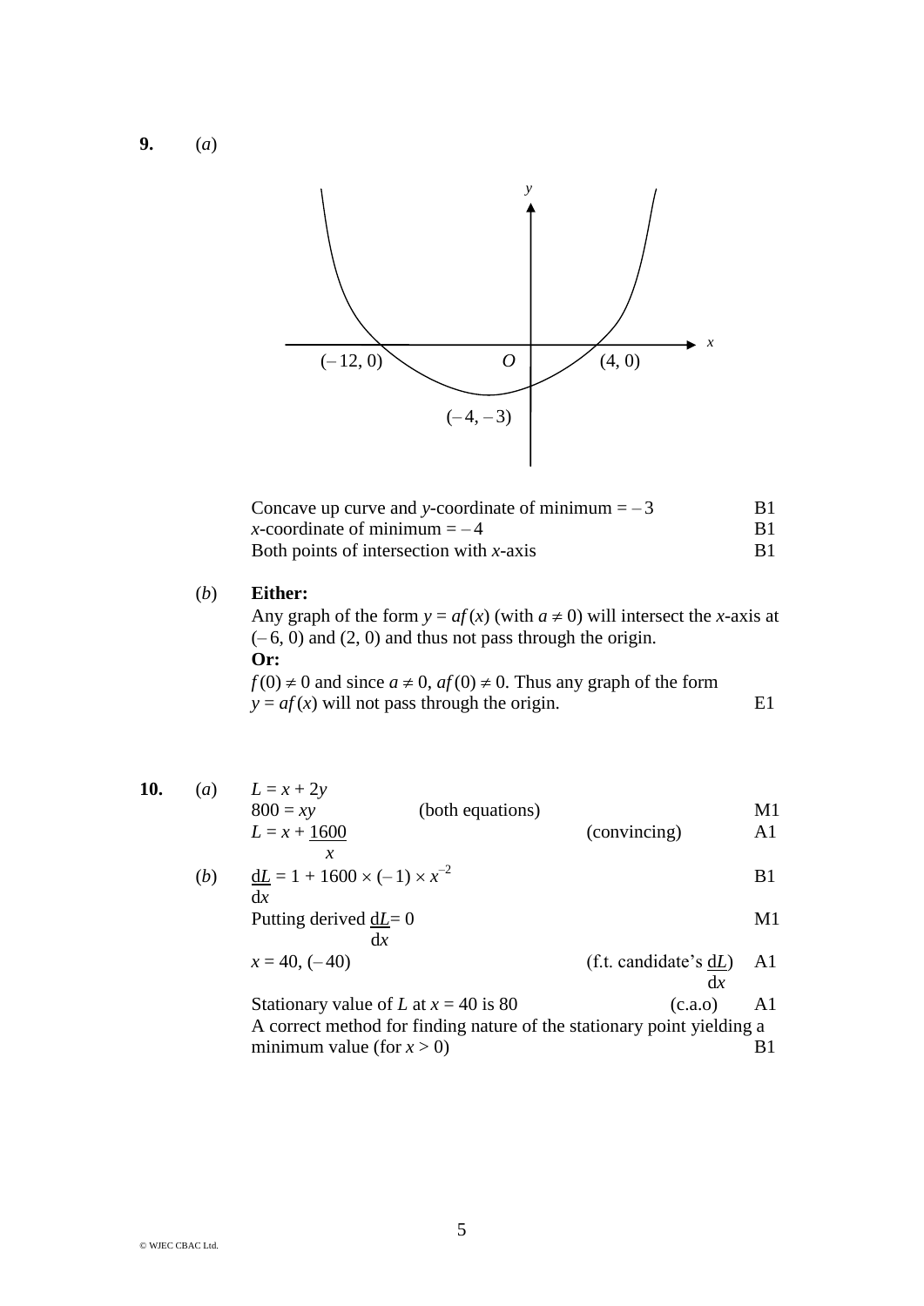**9.** (*a*)

$y$

$x$

$(-12, 0)$

$O$

$(4, 0)$

$(-4, -3)$

| | |
|---|---|
| Concave up curve and $y$-coordinate of minimum $= -3$ | B1 |
| $x$-coordinate of minimum $= -4$ | B1 |
| Both points of intersection with $x$-axis | B1 |

(*b*) **Either:**
Any graph of the form $y = af(x)$ (with $a \neq 0$) will intersect the $x$-axis at $(-6, 0)$ and $(2, 0)$ and thus not pass through the origin.
**Or:**
$f(0) \neq 0$ and since $a \neq 0$, $af(0) \neq 0$. Thus any graph of the form $y = af(x)$ will not pass through the origin. E1

**10.** (*a*)

| | | |
|---|---|---|
| $L = x + 2y$ | | |
| $800 = xy$ (both equations) | | M1 |
| $L = x + \dfrac{1600}{x}$ | (convincing) | A1 |

(*b*)

| | | |
|---|---|---|
| $\dfrac{dL}{dx} = 1 + 1600 \times (-1) \times x^{-2}$ | | B1 |
| Putting derived $\dfrac{dL}{dx} = 0$ | | M1 |
| $x = 40, (-40)$ | (f.t. candidate's $\dfrac{dL}{dx}$) | A1 |
| Stationary value of $L$ at $x = 40$ is 80 | (c.a.o) | A1 |
| A correct method for finding nature of the stationary point yielding a minimum value (for $x > 0$) | | B1 |